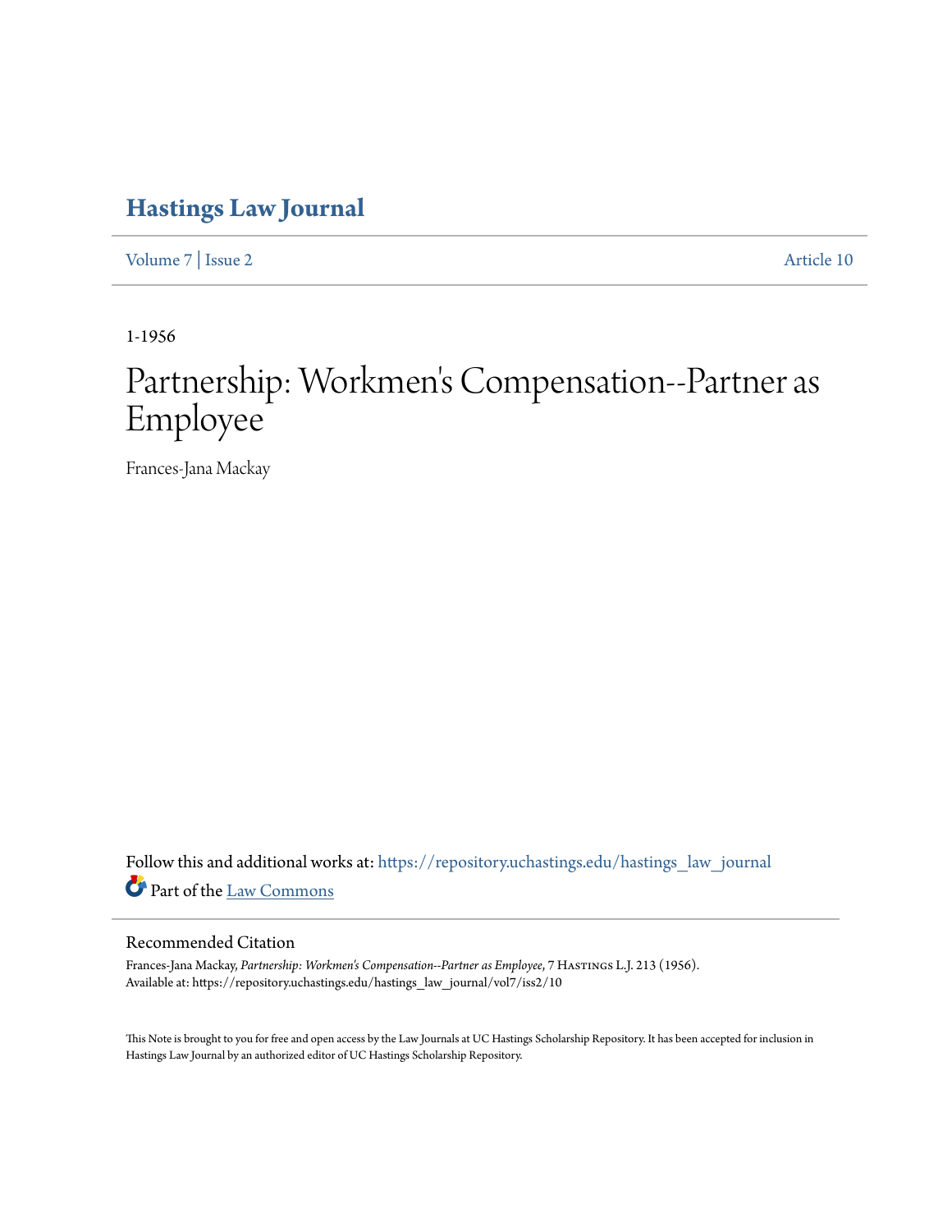# Hastings Law Journal

Volume 7 | Issue 2 Article 10

1-1956

# Partnership: Workmen's Compensation--Partner as Employee

Frances-Jana Mackay

Follow this and additional works at: https://repository.uchastings.edu/hastings_law_journal

Part of the Law Commons

## Recommended Citation

Frances-Jana Mackay, *Partnership: Workmen's Compensation--Partner as Employee*, 7 Hastings L.J. 213 (1956).
Available at: https://repository.uchastings.edu/hastings_law_journal/vol7/iss2/10

This Note is brought to you for free and open access by the Law Journals at UC Hastings Scholarship Repository. It has been accepted for inclusion in Hastings Law Journal by an authorized editor of UC Hastings Scholarship Repository.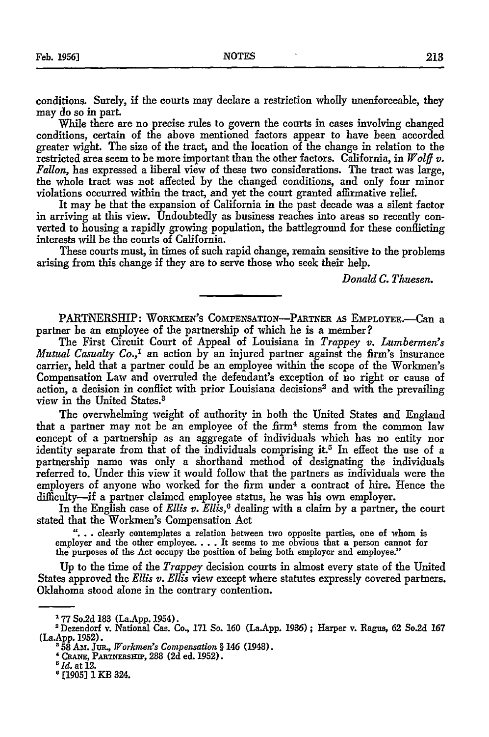conditions. Surely, if the courts may declare a restriction wholly unenforceable, they may do so in part.

While there are no precise rules to govern the courts in cases involving changed conditions, certain of the above mentioned factors appear to have been accorded greater wight. The size of the tract, and the location of the change in relation to the restricted area seem to be more important than the other factors. California, in *Wolff v. Fallon,* has expressed a liberal view of these two considerations. The tract was large, the whole tract was not affected by the changed conditions, and only four minor violations occurred within the tract, and yet the court granted affirmative relief.

It may be that the expansion of California in the past decade was a silent factor in arriving at this view. Undoubtedly as business reaches into areas so recently converted to housing a rapidly growing population, the battleground for these conflicting interests will be the courts of California.

These courts must, in times of such rapid change, remain sensitive to the problems arising from this change if they are to serve those who seek their help.

*Donald C. Thuesen.*

---

PARTNERSHIP: WORKMEN'S COMPENSATION—PARTNER AS EMPLOYEE.—Can a partner be an employee of the partnership of which he is a member?

The First Circuit Court of Appeal of Louisiana in *Trappey v. Lumbermen's Mutual Casualty Co.,*[1] an action by an injured partner against the firm's insurance carrier, held that a partner could be an employee within the scope of the Workmen's Compensation Law and overruled the defendant's exception of no right or cause of action, a decision in conflict with prior Louisiana decisions[2] and with the prevailing view in the United States.[3]

The overwhelming weight of authority in both the United States and England that a partner may not be an employee of the firm[4] stems from the common law concept of a partnership as an aggregate of individuals which has no entity nor identity separate from that of the individuals comprising it.[5] In effect the use of a partnership name was only a shorthand method of designating the individuals referred to. Under this view it would follow that the partners as individuals were the employers of anyone who worked for the firm under a contract of hire. Hence the difficulty—if a partner claimed employee status, he was his own employer.

In the English case of *Ellis v. Ellis,*[6] dealing with a claim by a partner, the court stated that the Workmen's Compensation Act

> ". . . clearly contemplates a relation between two opposite parties, one of whom is employer and the other employee. . . . It seems to me obvious that a person cannot for the purposes of the Act occupy the position of being both employer and employee."

Up to the time of the *Trappey* decision courts in almost every state of the United States approved the *Ellis v. Ellis* view except where statutes expressly covered partners. Oklahoma stood alone in the contrary contention.

---

[1] 77 So.2d 183 (La.App. 1954).

[2] Dezendorf v. National Cas. Co., 171 So. 160 (La.App. 1936); Harper v. Ragus, 62 So.2d 167 (La.App. 1952).

[3] 58 AM. JUR., *Workmen's Compensation* § 146 (1948).

[4] CRANE, PARTNERSHIP, 288 (2d ed. 1952).

[5] *Id.* at 12.

[6] [1905] 1 KB 324.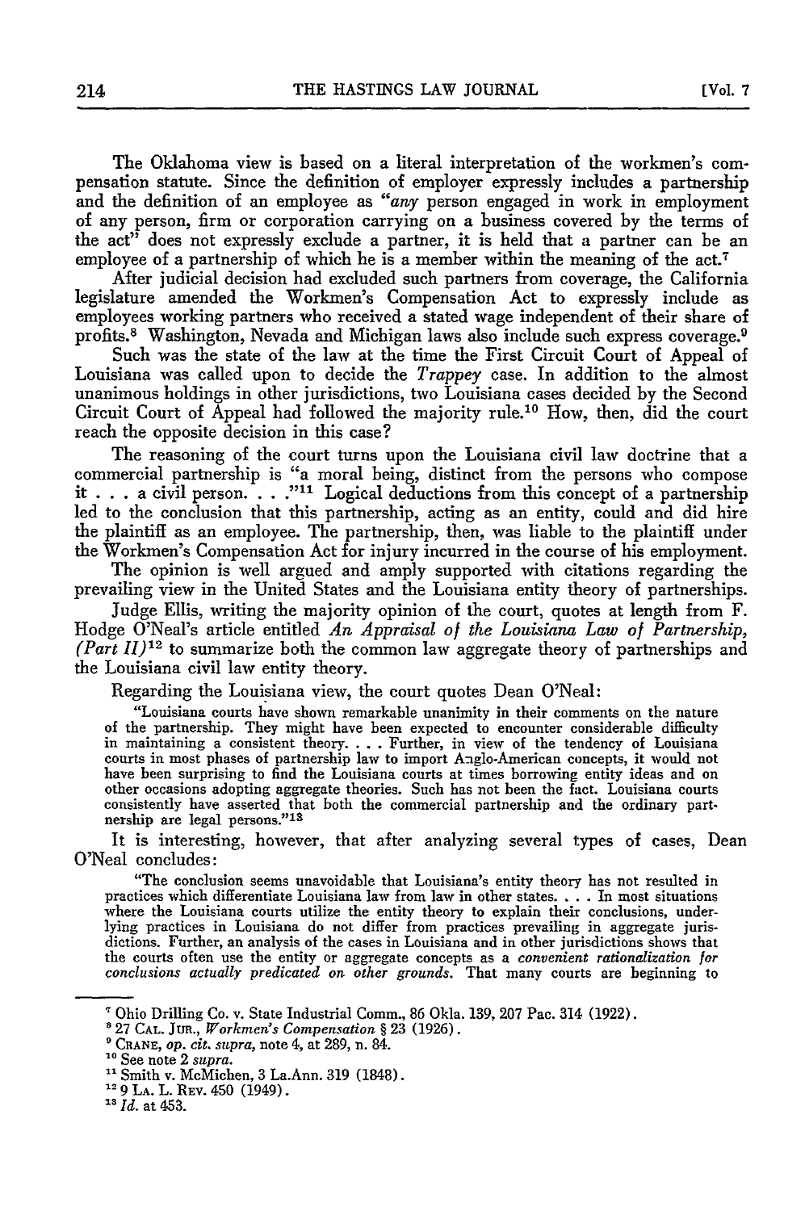The Oklahoma view is based on a literal interpretation of the workmen's compensation statute. Since the definition of employer expressly includes a partnership and the definition of an employee as "*any* person engaged in work in employment of any person, firm or corporation carrying on a business covered by the terms of the act" does not expressly exclude a partner, it is held that a partner can be an employee of a partnership of which he is a member within the meaning of the act.[7]

After judicial decision had excluded such partners from coverage, the California legislature amended the Workmen's Compensation Act to expressly include as employees working partners who received a stated wage independent of their share of profits.[8] Washington, Nevada and Michigan laws also include such express coverage.[9]

Such was the state of the law at the time the First Circuit Court of Appeal of Louisiana was called upon to decide the *Trappey* case. In addition to the almost unanimous holdings in other jurisdictions, two Louisiana cases decided by the Second Circuit Court of Appeal had followed the majority rule.[10] How, then, did the court reach the opposite decision in this case?

The reasoning of the court turns upon the Louisiana civil law doctrine that a commercial partnership is "a moral being, distinct from the persons who compose it . . . a civil person. . . ."[11] Logical deductions from this concept of a partnership led to the conclusion that this partnership, acting as an entity, could and did hire the plaintiff as an employee. The partnership, then, was liable to the plaintiff under the Workmen's Compensation Act for injury incurred in the course of his employment.

The opinion is well argued and amply supported with citations regarding the prevailing view in the United States and the Louisiana entity theory of partnerships.

Judge Ellis, writing the majority opinion of the court, quotes at length from F. Hodge O'Neal's article entitled *An Appraisal of the Louisiana Law of Partnership, (Part II)*[12] to summarize both the common law aggregate theory of partnerships and the Louisiana civil law entity theory.

Regarding the Louisiana view, the court quotes Dean O'Neal:

> "Louisiana courts have shown remarkable unanimity in their comments on the nature of the partnership. They might have been expected to encounter considerable difficulty in maintaining a consistent theory. . . . Further, in view of the tendency of Louisiana courts in most phases of partnership law to import Anglo-American concepts, it would not have been surprising to find the Louisiana courts at times borrowing entity ideas and on other occasions adopting aggregate theories. Such has not been the fact. Louisiana courts consistently have asserted that both the commercial partnership and the ordinary partnership are legal persons."[13]

It is interesting, however, that after analyzing several types of cases, Dean O'Neal concludes:

> "The conclusion seems unavoidable that Louisiana's entity theory has not resulted in practices which differentiate Louisiana law from law in other states. . . . In most situations where the Louisiana courts utilize the entity theory to explain their conclusions, underlying practices in Louisiana do not differ from practices prevailing in aggregate jurisdictions. Further, an analysis of the cases in Louisiana and in other jurisdictions shows that the courts often use the entity or aggregate concepts as a *convenient rationalization for conclusions actually predicated on other grounds*. That many courts are beginning to

---

[7] Ohio Drilling Co. v. State Industrial Comm., 86 Okla. 139, 207 Pac. 314 (1922).

[8] 27 CAL. JUR., *Workmen's Compensation* § 23 (1926).

[9] CRANE, *op. cit. supra*, note 4, at 289, n. 84.

[10] See note 2 *supra*.

[11] Smith v. McMichen, 3 La.Ann. 319 (1848).

[12] 9 LA. L. REV. 450 (1949).

[13] *Id.* at 453.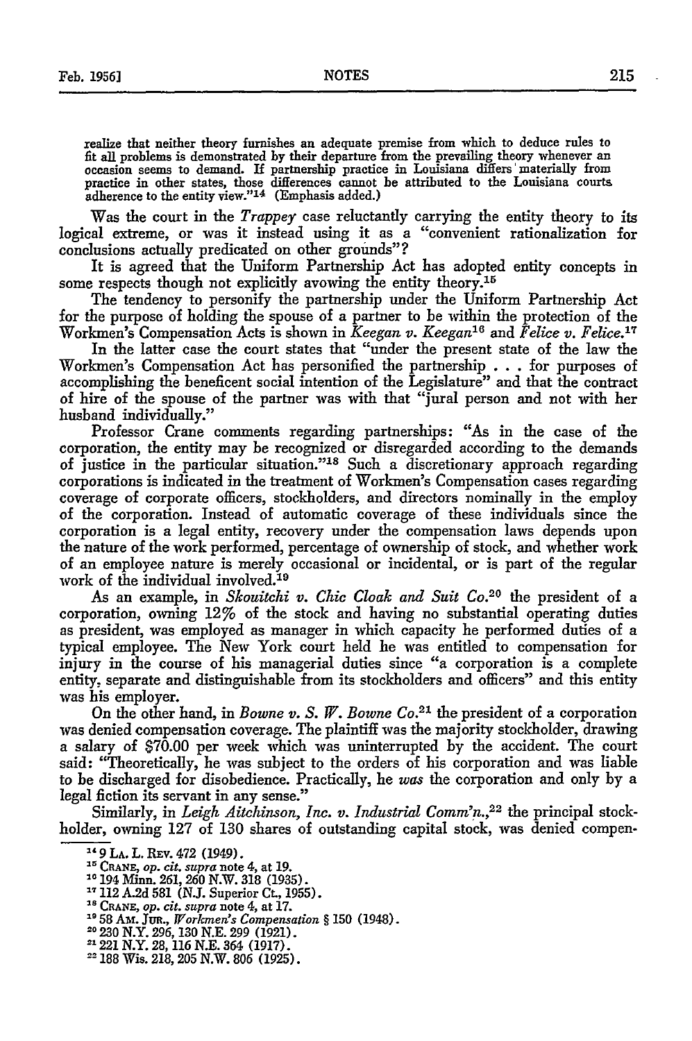realize that neither theory furnishes an adequate premise from which to deduce rules to fit all problems is demonstrated by their departure from the prevailing theory whenever an occasion seems to demand. If partnership practice in Louisiana differs materially from practice in other states, those differences cannot be attributed to the Louisiana courts adherence to the entity view."[14] (Emphasis added.)

Was the court in the *Trappey* case reluctantly carrying the entity theory to its logical extreme, or was it instead using it as a "convenient rationalization for conclusions actually predicated on other grounds"?

It is agreed that the Uniform Partnership Act has adopted entity concepts in some respects though not explicitly avowing the entity theory.[15]

The tendency to personify the partnership under the Uniform Partnership Act for the purpose of holding the spouse of a partner to be within the protection of the Workmen's Compensation Acts is shown in *Keegan v. Keegan*[16] and *Felice v. Felice.*[17]

In the latter case the court states that "under the present state of the law the Workmen's Compensation Act has personified the partnership . . . for purposes of accomplishing the beneficent social intention of the Legislature" and that the contract of hire of the spouse of the partner was with that "jural person and not with her husband individually."

Professor Crane comments regarding partnerships: "As in the case of the corporation, the entity may be recognized or disregarded according to the demands of justice in the particular situation."[18] Such a discretionary approach regarding corporations is indicated in the treatment of Workmen's Compensation cases regarding coverage of corporate officers, stockholders, and directors nominally in the employ of the corporation. Instead of automatic coverage of these individuals since the corporation is a legal entity, recovery under the compensation laws depends upon the nature of the work performed, percentage of ownership of stock, and whether work of an employee nature is merely occasional or incidental, or is part of the regular work of the individual involved.[19]

As an example, in *Skouitchi v. Chic Cloak and Suit Co.*[20] the president of a corporation, owning 12% of the stock and having no substantial operating duties as president, was employed as manager in which capacity he performed duties of a typical employee. The New York court held he was entitled to compensation for injury in the course of his managerial duties since "a corporation is a complete entity, separate and distinguishable from its stockholders and officers" and this entity was his employer.

On the other hand, in *Bowne v. S. W. Bowne Co.*[21] the president of a corporation was denied compensation coverage. The plaintiff was the majority stockholder, drawing a salary of $70.00 per week which was uninterrupted by the accident. The court said: "Theoretically, he was subject to the orders of his corporation and was liable to be discharged for disobedience. Practically, he *was* the corporation and only by a legal fiction its servant in any sense."

Similarly, in *Leigh Aitchinson, Inc. v. Industrial Comm'n.*,[22] the principal stockholder, owning 127 of 130 shares of outstanding capital stock, was denied compen-

---

[14] 9 LA. L. REV. 472 (1949).

[15] CRANE, *op. cit. supra* note 4, at 19.

[16] 194 Minn. 261, 260 N.W. 318 (1935).

[17] 112 A.2d 581 (N.J. Superior Ct., 1955).

[18] CRANE, *op. cit. supra* note 4, at 17.

[19] 58 AM. JUR., *Workmen's Compensation* § 150 (1948).

[20] 230 N.Y. 296, 130 N.E. 299 (1921).

[21] 221 N.Y. 28, 116 N.E. 364 (1917).

[22] 188 Wis. 218, 205 N.W. 806 (1925).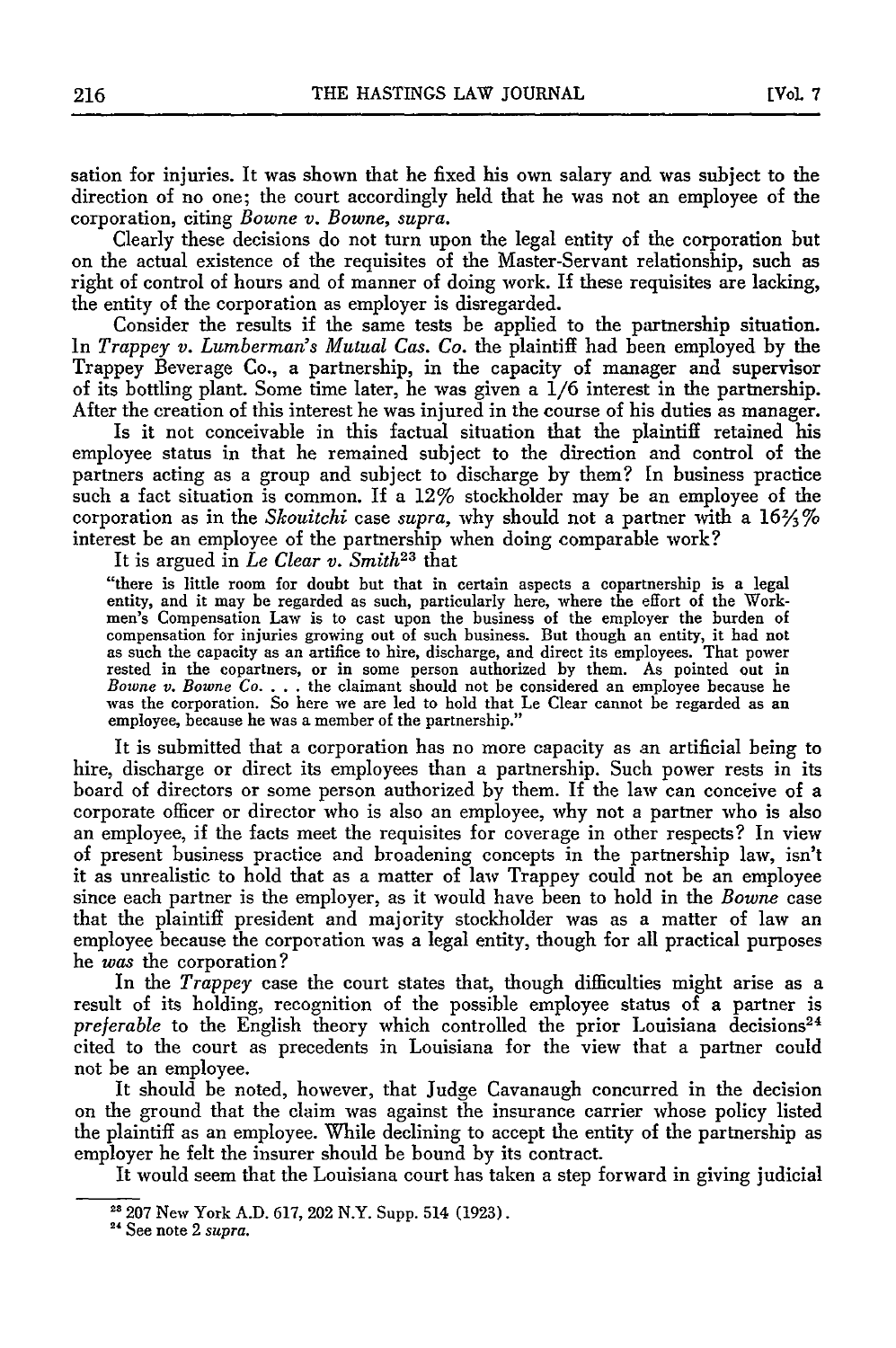sation for injuries. It was shown that he fixed his own salary and was subject to the direction of no one; the court accordingly held that he was not an employee of the corporation, citing *Bowne v. Bowne, supra.*

Clearly these decisions do not turn upon the legal entity of the corporation but on the actual existence of the requisites of the Master-Servant relationship, such as right of control of hours and of manner of doing work. If these requisites are lacking, the entity of the corporation as employer is disregarded.

Consider the results if the same tests be applied to the partnership situation. In *Trappey v. Lumberman's Mutual Cas. Co.* the plaintiff had been employed by the Trappey Beverage Co., a partnership, in the capacity of manager and supervisor of its bottling plant. Some time later, he was given a 1/6 interest in the partnership. After the creation of this interest he was injured in the course of his duties as manager.

Is it not conceivable in this factual situation that the plaintiff retained his employee status in that he remained subject to the direction and control of the partners acting as a group and subject to discharge by them? In business practice such a fact situation is common. If a 12% stockholder may be an employee of the corporation as in the *Skouitchi* case *supra*, why should not a partner with a 16⅔% interest be an employee of the partnership when doing comparable work?

It is argued in *Le Clear v. Smith*[23] that

> "there is little room for doubt but that in certain aspects a copartnership is a legal entity, and it may be regarded as such, particularly here, where the effort of the Workmen's Compensation Law is to cast upon the business of the employer the burden of compensation for injuries growing out of such business. But though an entity, it had not as such the capacity as an artifice to hire, discharge, and direct its employees. That power rested in the copartners, or in some person authorized by them. As pointed out in *Bowne v. Bowne Co.* . . . the claimant should not be considered an employee because he was the corporation. So here we are led to hold that Le Clear cannot be regarded as an employee, because he was a member of the partnership."

It is submitted that a corporation has no more capacity as an artificial being to hire, discharge or direct its employees than a partnership. Such power rests in its board of directors or some person authorized by them. If the law can conceive of a corporate officer or director who is also an employee, why not a partner who is also an employee, if the facts meet the requisites for coverage in other respects? In view of present business practice and broadening concepts in the partnership law, isn't it as unrealistic to hold that as a matter of law Trappey could not be an employee since each partner is the employer, as it would have been to hold in the *Bowne* case that the plaintiff president and majority stockholder was as a matter of law an employee because the corporation was a legal entity, though for all practical purposes he *was* the corporation?

In the *Trappey* case the court states that, though difficulties might arise as a result of its holding, recognition of the possible employee status of a partner is *preferable* to the English theory which controlled the prior Louisiana decisions[24] cited to the court as precedents in Louisiana for the view that a partner could not be an employee.

It should be noted, however, that Judge Cavanaugh concurred in the decision on the ground that the claim was against the insurance carrier whose policy listed the plaintiff as an employee. While declining to accept the entity of the partnership as employer he felt the insurer should be bound by its contract.

It would seem that the Louisiana court has taken a step forward in giving judicial

---

[23] 207 New York A.D. 617, 202 N.Y. Supp. 514 (1923).

[24] See note 2 *supra.*